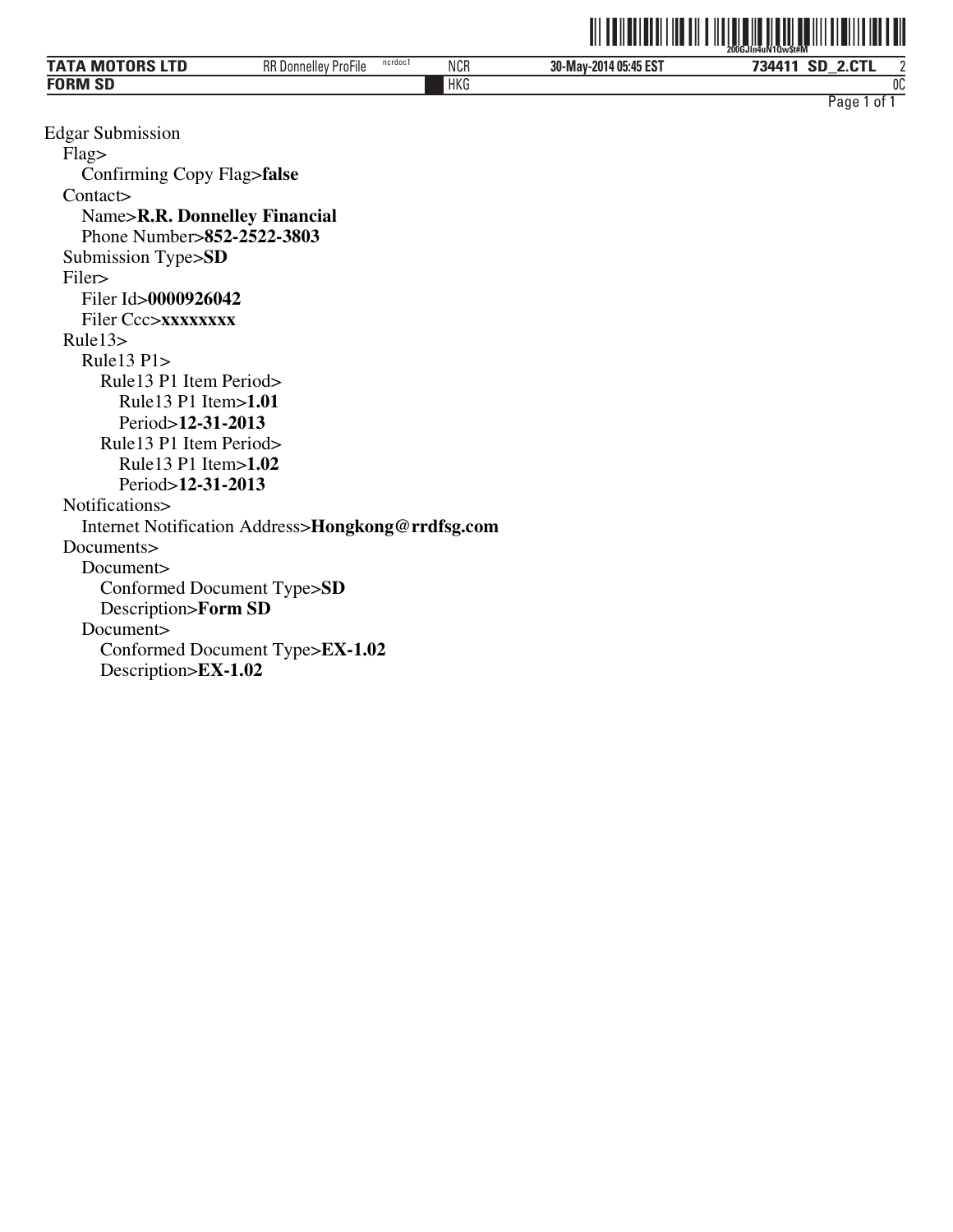Edgar Submission
- Flag>
  - Confirming Copy Flag>**false**
- Contact>
  - Name>**R.R. Donnelley Financial**
  - Phone Number>**852-2522-3803**
- Submission Type>**SD**
- Filer>
  - Filer Id>**0000926042**
  - Filer Ccc>**xxxxxxxx**
- Rule13>
  - Rule13 P1>
    - Rule13 P1 Item Period>
      - Rule13 P1 Item>**1.01**
      - Period>**12-31-2013**
    - Rule13 P1 Item Period>
      - Rule13 P1 Item>**1.02**
      - Period>**12-31-2013**
- Notifications>
  - Internet Notification Address>**Hongkong@rrdfsg.com**
- Documents>
  - Document>
    - Conformed Document Type>**SD**
    - Description>**Form SD**
  - Document>
    - Conformed Document Type>**EX-1.02**
    - Description>**EX-1.02**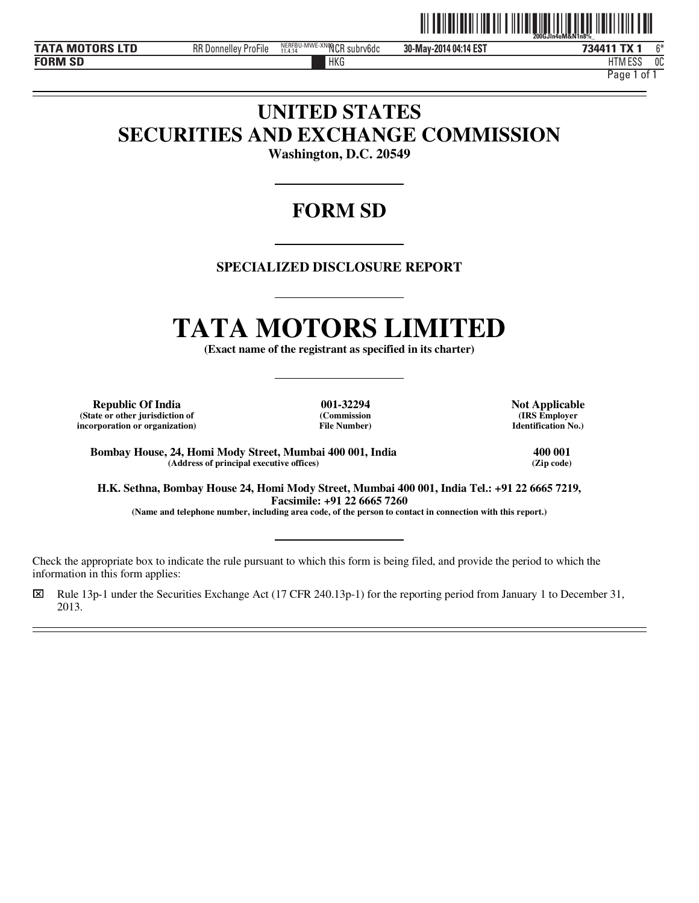# UNITED STATES SECURITIES AND EXCHANGE COMMISSION

**Washington, D.C. 20549**

---

# FORM SD

---

### SPECIALIZED DISCLOSURE REPORT

---

# TATA MOTORS LIMITED

**(Exact name of the registrant as specified in its charter)**

---

| **Republic Of India** | **001-32294** | **Not Applicable** |
|---|---|---|
| **(State or other jurisdiction of incorporation or organization)** | **(Commission File Number)** | **(IRS Employer Identification No.)** |

| **Bombay House, 24, Homi Mody Street, Mumbai 400 001, India** | **400 001** |
|---|---|
| **(Address of principal executive offices)** | **(Zip code)** |

**H.K. Sethna, Bombay House 24, Homi Mody Street, Mumbai 400 001, India Tel.: +91 22 6665 7219, Facsimile: +91 22 6665 7260**
**(Name and telephone number, including area code, of the person to contact in connection with this report.)**

---

Check the appropriate box to indicate the rule pursuant to which this form is being filed, and provide the period to which the information in this form applies:

☒ Rule 13p-1 under the Securities Exchange Act (17 CFR 240.13p-1) for the reporting period from January 1 to December 31, 2013.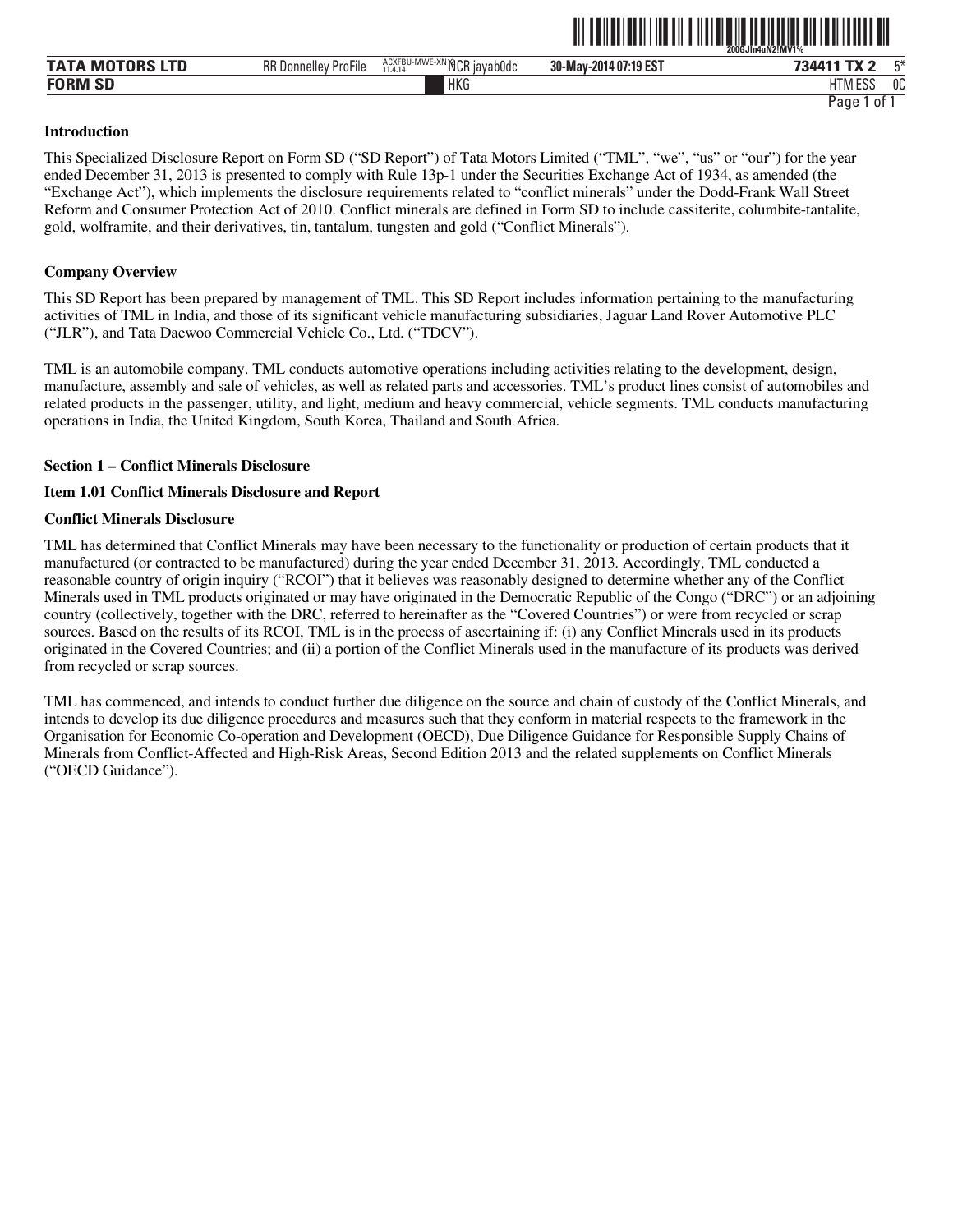## Introduction

This Specialized Disclosure Report on Form SD ("SD Report") of Tata Motors Limited ("TML", "we", "us" or "our") for the year ended December 31, 2013 is presented to comply with Rule 13p-1 under the Securities Exchange Act of 1934, as amended (the "Exchange Act"), which implements the disclosure requirements related to "conflict minerals" under the Dodd-Frank Wall Street Reform and Consumer Protection Act of 2010. Conflict minerals are defined in Form SD to include cassiterite, columbite-tantalite, gold, wolframite, and their derivatives, tin, tantalum, tungsten and gold ("Conflict Minerals").

## Company Overview

This SD Report has been prepared by management of TML. This SD Report includes information pertaining to the manufacturing activities of TML in India, and those of its significant vehicle manufacturing subsidiaries, Jaguar Land Rover Automotive PLC ("JLR"), and Tata Daewoo Commercial Vehicle Co., Ltd. ("TDCV").

TML is an automobile company. TML conducts automotive operations including activities relating to the development, design, manufacture, assembly and sale of vehicles, as well as related parts and accessories. TML's product lines consist of automobiles and related products in the passenger, utility, and light, medium and heavy commercial, vehicle segments. TML conducts manufacturing operations in India, the United Kingdom, South Korea, Thailand and South Africa.

## Section 1 – Conflict Minerals Disclosure

### Item 1.01 Conflict Minerals Disclosure and Report

### Conflict Minerals Disclosure

TML has determined that Conflict Minerals may have been necessary to the functionality or production of certain products that it manufactured (or contracted to be manufactured) during the year ended December 31, 2013. Accordingly, TML conducted a reasonable country of origin inquiry ("RCOI") that it believes was reasonably designed to determine whether any of the Conflict Minerals used in TML products originated or may have originated in the Democratic Republic of the Congo ("DRC") or an adjoining country (collectively, together with the DRC, referred to hereinafter as the "Covered Countries") or were from recycled or scrap sources. Based on the results of its RCOI, TML is in the process of ascertaining if: (i) any Conflict Minerals used in its products originated in the Covered Countries; and (ii) a portion of the Conflict Minerals used in the manufacture of its products was derived from recycled or scrap sources.

TML has commenced, and intends to conduct further due diligence on the source and chain of custody of the Conflict Minerals, and intends to develop its due diligence procedures and measures such that they conform in material respects to the framework in the Organisation for Economic Co-operation and Development (OECD), Due Diligence Guidance for Responsible Supply Chains of Minerals from Conflict-Affected and High-Risk Areas, Second Edition 2013 and the related supplements on Conflict Minerals ("OECD Guidance").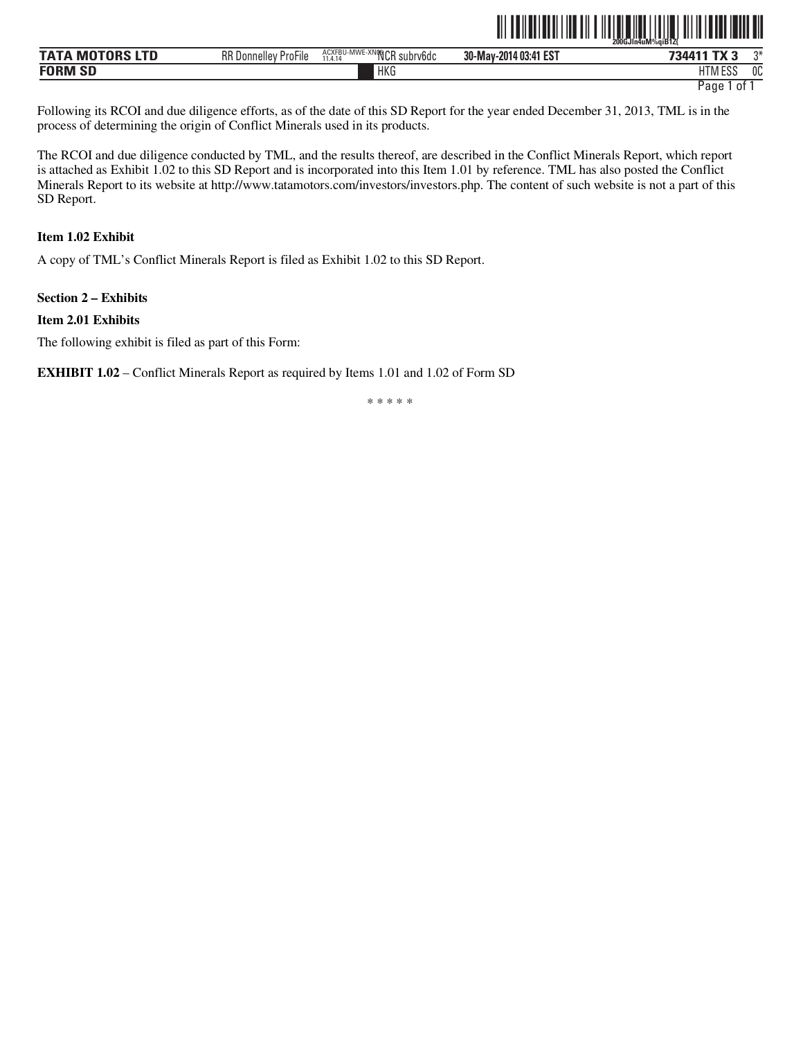Following its RCOI and due diligence efforts, as of the date of this SD Report for the year ended December 31, 2013, TML is in the process of determining the origin of Conflict Minerals used in its products.

The RCOI and due diligence conducted by TML, and the results thereof, are described in the Conflict Minerals Report, which report is attached as Exhibit 1.02 to this SD Report and is incorporated into this Item 1.01 by reference. TML has also posted the Conflict Minerals Report to its website at http://www.tatamotors.com/investors/investors.php. The content of such website is not a part of this SD Report.

**Item 1.02 Exhibit**

A copy of TML's Conflict Minerals Report is filed as Exhibit 1.02 to this SD Report.

**Section 2 – Exhibits**

**Item 2.01 Exhibits**

The following exhibit is filed as part of this Form:

**EXHIBIT 1.02** – Conflict Minerals Report as required by Items 1.01 and 1.02 of Form SD

* * * * *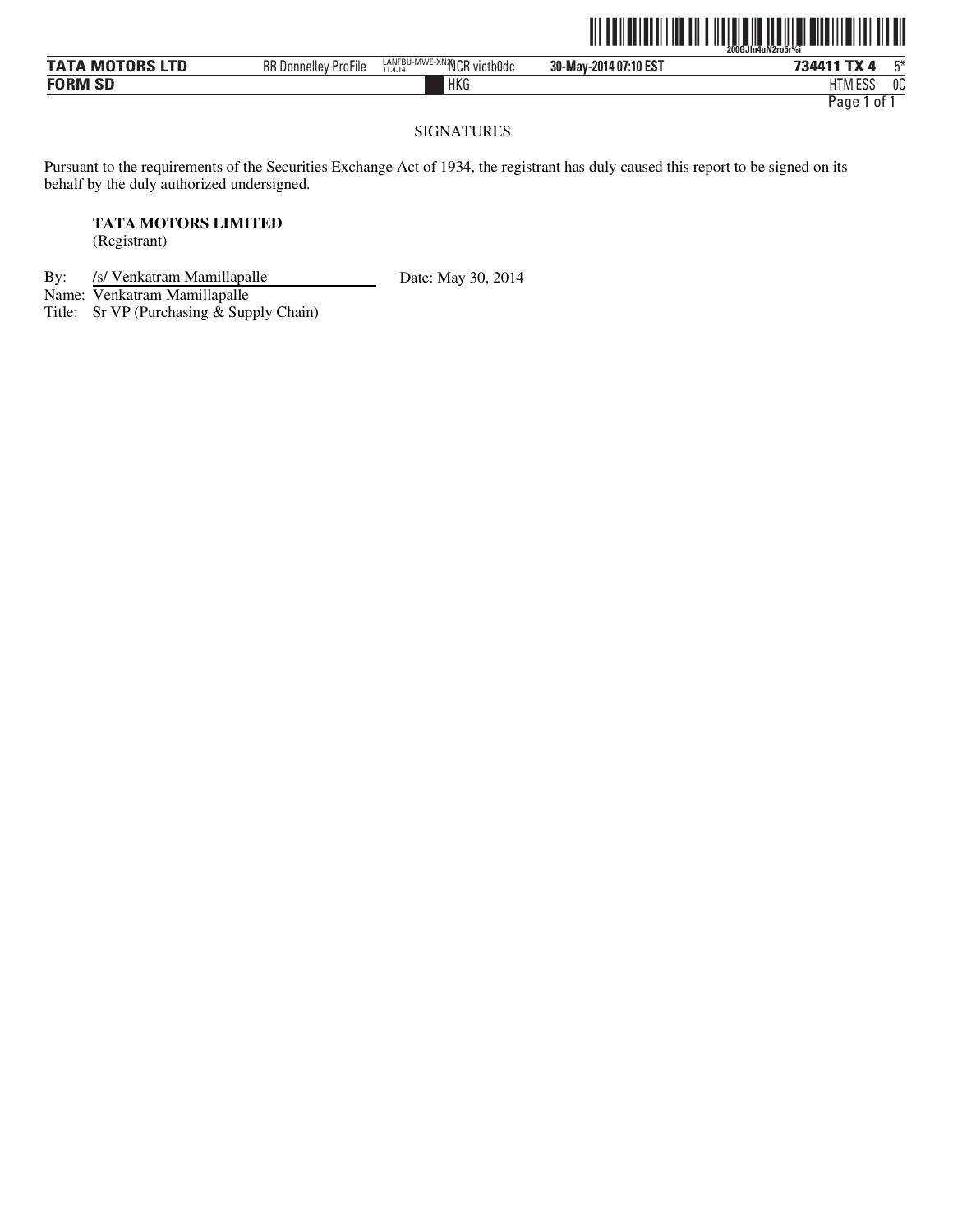SIGNATURES

Pursuant to the requirements of the Securities Exchange Act of 1934, the registrant has duly caused this report to be signed on its behalf by the duly authorized undersigned.

**TATA MOTORS LIMITED**
(Registrant)

By: /s/ Venkatram Mamillapalle Date: May 30, 2014
Name: Venkatram Mamillapalle
Title: Sr VP (Purchasing & Supply Chain)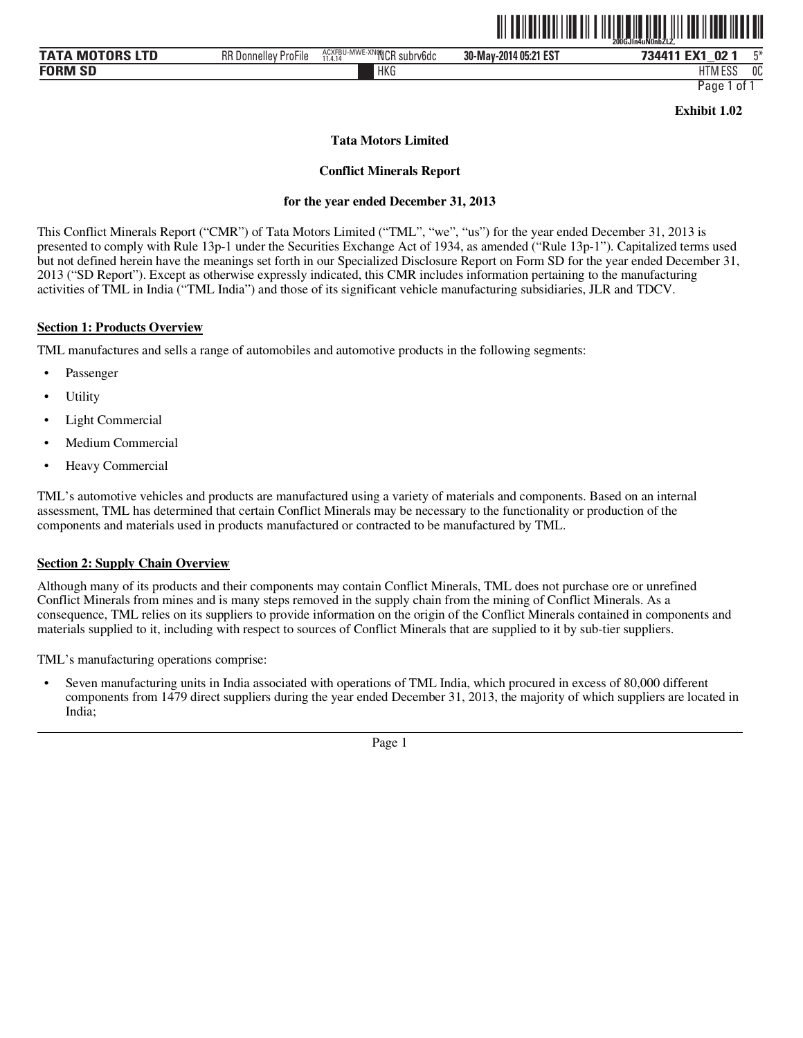**Exhibit 1.02**

**Tata Motors Limited**

**Conflict Minerals Report**

**for the year ended December 31, 2013**

This Conflict Minerals Report ("CMR") of Tata Motors Limited ("TML", "we", "us") for the year ended December 31, 2013 is presented to comply with Rule 13p-1 under the Securities Exchange Act of 1934, as amended ("Rule 13p-1"). Capitalized terms used but not defined herein have the meanings set forth in our Specialized Disclosure Report on Form SD for the year ended December 31, 2013 ("SD Report"). Except as otherwise expressly indicated, this CMR includes information pertaining to the manufacturing activities of TML in India ("TML India") and those of its significant vehicle manufacturing subsidiaries, JLR and TDCV.

**Section 1: Products Overview**

TML manufactures and sells a range of automobiles and automotive products in the following segments:

- Passenger
- Utility
- Light Commercial
- Medium Commercial
- Heavy Commercial

TML's automotive vehicles and products are manufactured using a variety of materials and components. Based on an internal assessment, TML has determined that certain Conflict Minerals may be necessary to the functionality or production of the components and materials used in products manufactured or contracted to be manufactured by TML.

**Section 2: Supply Chain Overview**

Although many of its products and their components may contain Conflict Minerals, TML does not purchase ore or unrefined Conflict Minerals from mines and is many steps removed in the supply chain from the mining of Conflict Minerals. As a consequence, TML relies on its suppliers to provide information on the origin of the Conflict Minerals contained in components and materials supplied to it, including with respect to sources of Conflict Minerals that are supplied to it by sub-tier suppliers.

TML's manufacturing operations comprise:

- Seven manufacturing units in India associated with operations of TML India, which procured in excess of 80,000 different components from 1479 direct suppliers during the year ended December 31, 2013, the majority of which suppliers are located in India;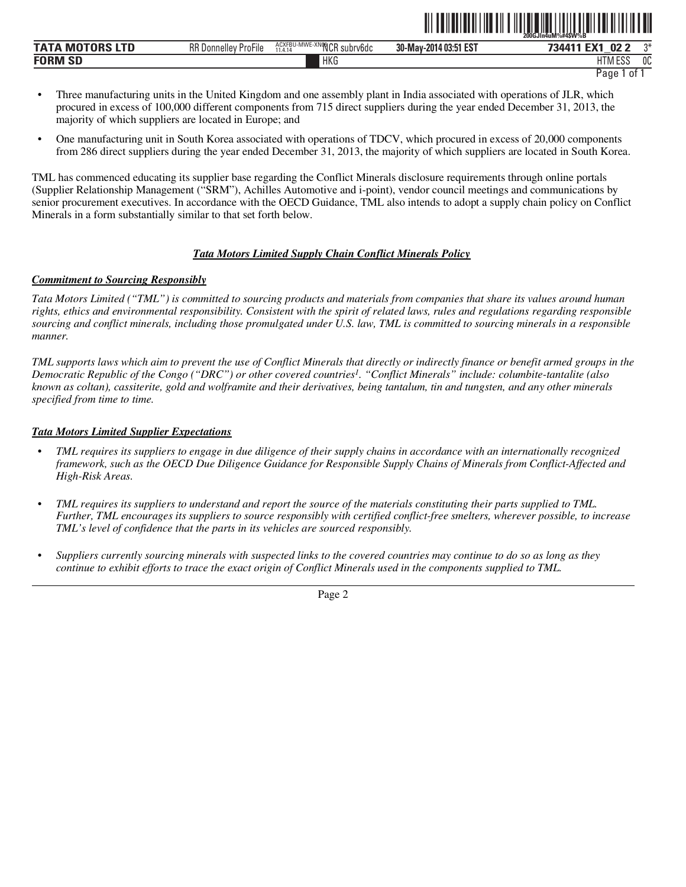- Three manufacturing units in the United Kingdom and one assembly plant in India associated with operations of JLR, which procured in excess of 100,000 different components from 715 direct suppliers during the year ended December 31, 2013, the majority of which suppliers are located in Europe; and
- One manufacturing unit in South Korea associated with operations of TDCV, which procured in excess of 20,000 components from 286 direct suppliers during the year ended December 31, 2013, the majority of which suppliers are located in South Korea.

TML has commenced educating its supplier base regarding the Conflict Minerals disclosure requirements through online portals (Supplier Relationship Management ("SRM"), Achilles Automotive and i-point), vendor council meetings and communications by senior procurement executives. In accordance with the OECD Guidance, TML also intends to adopt a supply chain policy on Conflict Minerals in a form substantially similar to that set forth below.

***Tata Motors Limited Supply Chain Conflict Minerals Policy***

***Commitment to Sourcing Responsibly***

*Tata Motors Limited ("TML") is committed to sourcing products and materials from companies that share its values around human rights, ethics and environmental responsibility. Consistent with the spirit of related laws, rules and regulations regarding responsible sourcing and conflict minerals, including those promulgated under U.S. law, TML is committed to sourcing minerals in a responsible manner.*

*TML supports laws which aim to prevent the use of Conflict Minerals that directly or indirectly finance or benefit armed groups in the Democratic Republic of the Congo ("DRC") or other covered countries[1]. "Conflict Minerals" include: columbite-tantalite (also known as coltan), cassiterite, gold and wolframite and their derivatives, being tantalum, tin and tungsten, and any other minerals specified from time to time.*

***Tata Motors Limited Supplier Expectations***

- *TML requires its suppliers to engage in due diligence of their supply chains in accordance with an internationally recognized framework, such as the OECD Due Diligence Guidance for Responsible Supply Chains of Minerals from Conflict-Affected and High-Risk Areas.*
- *TML requires its suppliers to understand and report the source of the materials constituting their parts supplied to TML. Further, TML encourages its suppliers to source responsibly with certified conflict-free smelters, wherever possible, to increase TML's level of confidence that the parts in its vehicles are sourced responsibly.*
- *Suppliers currently sourcing minerals with suspected links to the covered countries may continue to do so as long as they continue to exhibit efforts to trace the exact origin of Conflict Minerals used in the components supplied to TML.*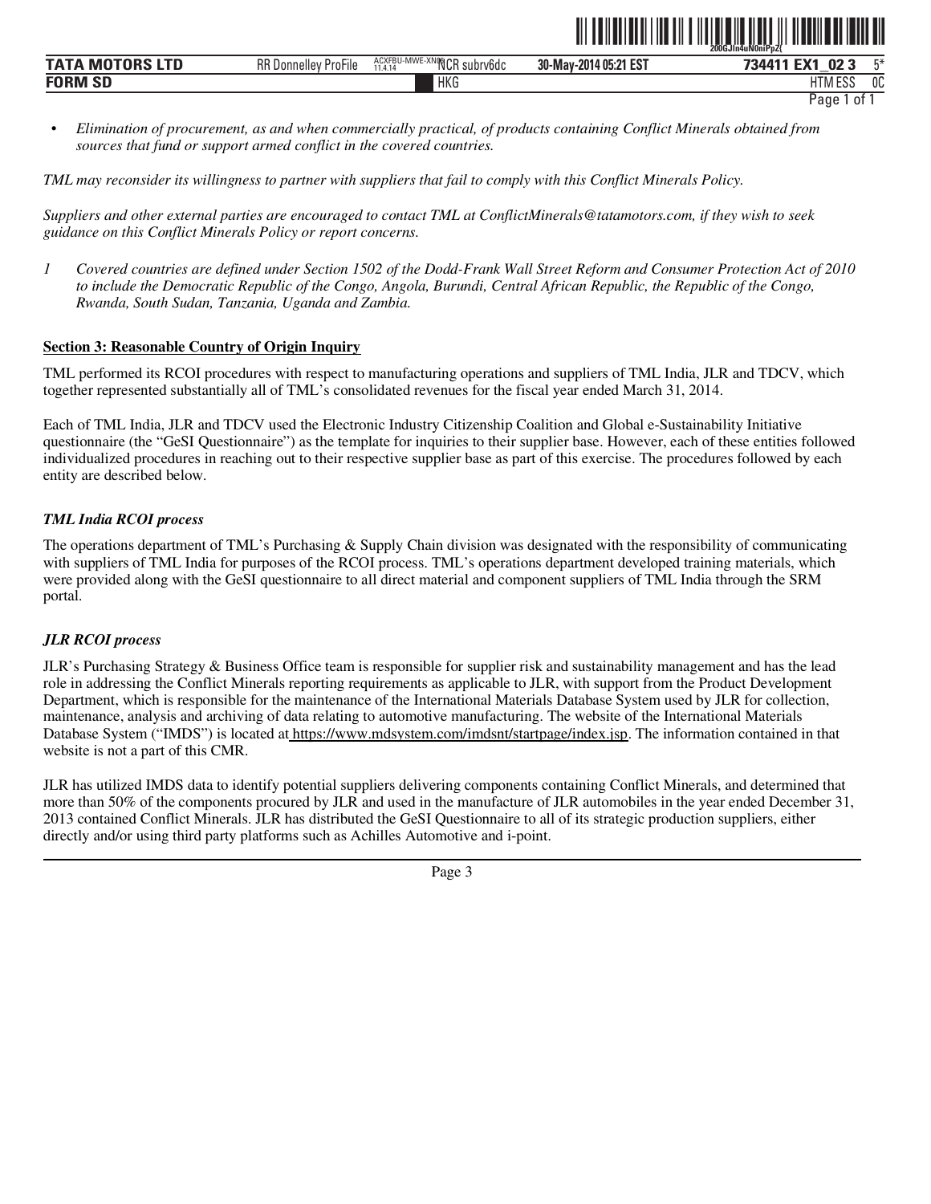- *Elimination of procurement, as and when commercially practical, of products containing Conflict Minerals obtained from sources that fund or support armed conflict in the covered countries.*

*TML may reconsider its willingness to partner with suppliers that fail to comply with this Conflict Minerals Policy.*

*Suppliers and other external parties are encouraged to contact TML at ConflictMinerals@tatamotors.com, if they wish to seek guidance on this Conflict Minerals Policy or report concerns.*

*1 Covered countries are defined under Section 1502 of the Dodd-Frank Wall Street Reform and Consumer Protection Act of 2010 to include the Democratic Republic of the Congo, Angola, Burundi, Central African Republic, the Republic of the Congo, Rwanda, South Sudan, Tanzania, Uganda and Zambia.*

## Section 3: Reasonable Country of Origin Inquiry

TML performed its RCOI procedures with respect to manufacturing operations and suppliers of TML India, JLR and TDCV, which together represented substantially all of TML's consolidated revenues for the fiscal year ended March 31, 2014.

Each of TML India, JLR and TDCV used the Electronic Industry Citizenship Coalition and Global e-Sustainability Initiative questionnaire (the "GeSI Questionnaire") as the template for inquiries to their supplier base. However, each of these entities followed individualized procedures in reaching out to their respective supplier base as part of this exercise. The procedures followed by each entity are described below.

### *TML India RCOI process*

The operations department of TML's Purchasing & Supply Chain division was designated with the responsibility of communicating with suppliers of TML India for purposes of the RCOI process. TML's operations department developed training materials, which were provided along with the GeSI questionnaire to all direct material and component suppliers of TML India through the SRM portal.

### *JLR RCOI process*

JLR's Purchasing Strategy & Business Office team is responsible for supplier risk and sustainability management and has the lead role in addressing the Conflict Minerals reporting requirements as applicable to JLR, with support from the Product Development Department, which is responsible for the maintenance of the International Materials Database System used by JLR for collection, maintenance, analysis and archiving of data relating to automotive manufacturing. The website of the International Materials Database System ("IMDS") is located at https://www.mdsystem.com/imdsnt/startpage/index.jsp. The information contained in that website is not a part of this CMR.

JLR has utilized IMDS data to identify potential suppliers delivering components containing Conflict Minerals, and determined that more than 50% of the components procured by JLR and used in the manufacture of JLR automobiles in the year ended December 31, 2013 contained Conflict Minerals. JLR has distributed the GeSI Questionnaire to all of its strategic production suppliers, either directly and/or using third party platforms such as Achilles Automotive and i-point.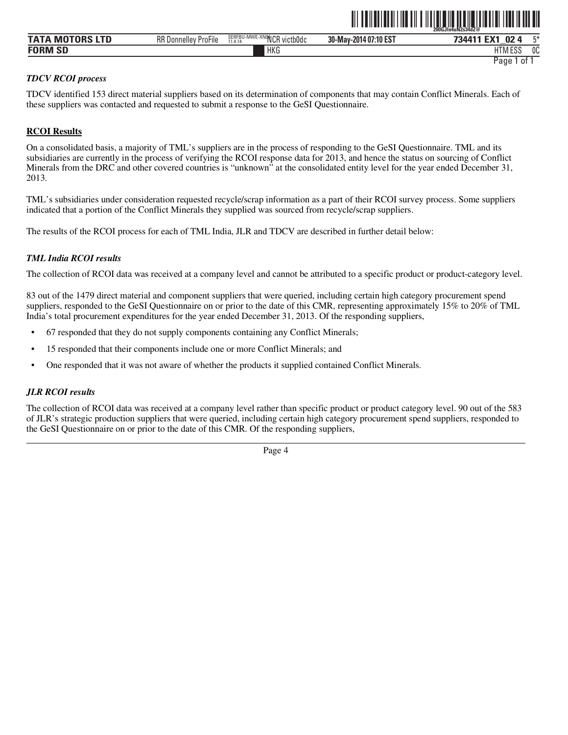*TDCV RCOI process*

TDCV identified 153 direct material suppliers based on its determination of components that may contain Conflict Minerals. Each of these suppliers was contacted and requested to submit a response to the GeSI Questionnaire.

**RCOI Results**

On a consolidated basis, a majority of TML's suppliers are in the process of responding to the GeSI Questionnaire. TML and its subsidiaries are currently in the process of verifying the RCOI response data for 2013, and hence the status on sourcing of Conflict Minerals from the DRC and other covered countries is "unknown" at the consolidated entity level for the year ended December 31, 2013.

TML's subsidiaries under consideration requested recycle/scrap information as a part of their RCOI survey process. Some suppliers indicated that a portion of the Conflict Minerals they supplied was sourced from recycle/scrap suppliers.

The results of the RCOI process for each of TML India, JLR and TDCV are described in further detail below:

*TML India RCOI results*

The collection of RCOI data was received at a company level and cannot be attributed to a specific product or product-category level.

83 out of the 1479 direct material and component suppliers that were queried, including certain high category procurement spend suppliers, responded to the GeSI Questionnaire on or prior to the date of this CMR, representing approximately 15% to 20% of TML India's total procurement expenditures for the year ended December 31, 2013. Of the responding suppliers,

- 67 responded that they do not supply components containing any Conflict Minerals;
- 15 responded that their components include one or more Conflict Minerals; and
- One responded that it was not aware of whether the products it supplied contained Conflict Minerals.

*JLR RCOI results*

The collection of RCOI data was received at a company level rather than specific product or product category level. 90 out of the 583 of JLR's strategic production suppliers that were queried, including certain high category procurement spend suppliers, responded to the GeSI Questionnaire on or prior to the date of this CMR. Of the responding suppliers,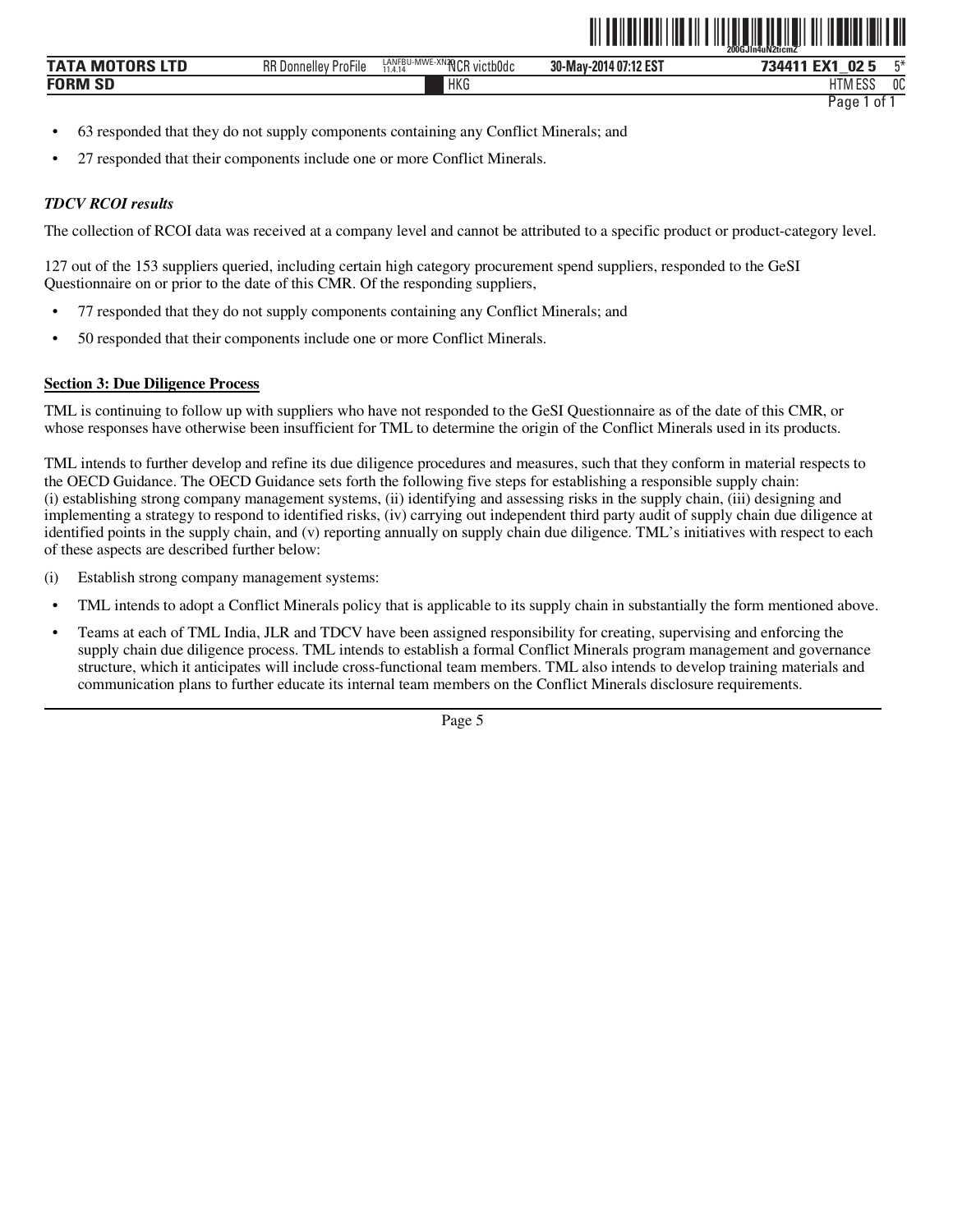- 63 responded that they do not supply components containing any Conflict Minerals; and
- 27 responded that their components include one or more Conflict Minerals.

***TDCV RCOI results***

The collection of RCOI data was received at a company level and cannot be attributed to a specific product or product-category level.

127 out of the 153 suppliers queried, including certain high category procurement spend suppliers, responded to the GeSI Questionnaire on or prior to the date of this CMR. Of the responding suppliers,

- 77 responded that they do not supply components containing any Conflict Minerals; and
- 50 responded that their components include one or more Conflict Minerals.

**Section 3: Due Diligence Process**

TML is continuing to follow up with suppliers who have not responded to the GeSI Questionnaire as of the date of this CMR, or whose responses have otherwise been insufficient for TML to determine the origin of the Conflict Minerals used in its products.

TML intends to further develop and refine its due diligence procedures and measures, such that they conform in material respects to the OECD Guidance. The OECD Guidance sets forth the following five steps for establishing a responsible supply chain: (i) establishing strong company management systems, (ii) identifying and assessing risks in the supply chain, (iii) designing and implementing a strategy to respond to identified risks, (iv) carrying out independent third party audit of supply chain due diligence at identified points in the supply chain, and (v) reporting annually on supply chain due diligence. TML's initiatives with respect to each of these aspects are described further below:

(i) Establish strong company management systems:

- TML intends to adopt a Conflict Minerals policy that is applicable to its supply chain in substantially the form mentioned above.
- Teams at each of TML India, JLR and TDCV have been assigned responsibility for creating, supervising and enforcing the supply chain due diligence process. TML intends to establish a formal Conflict Minerals program management and governance structure, which it anticipates will include cross-functional team members. TML also intends to develop training materials and communication plans to further educate its internal team members on the Conflict Minerals disclosure requirements.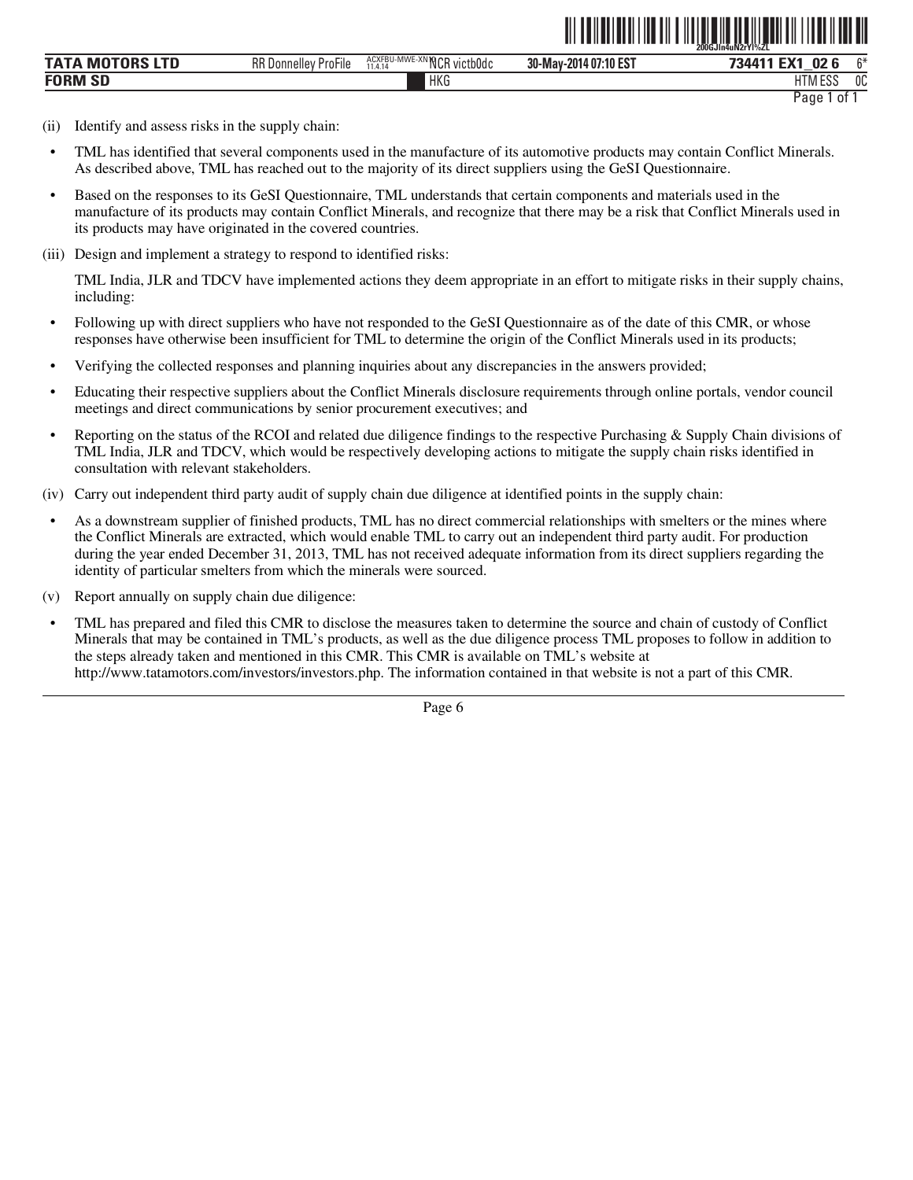(ii) Identify and assess risks in the supply chain:

- TML has identified that several components used in the manufacture of its automotive products may contain Conflict Minerals. As described above, TML has reached out to the majority of its direct suppliers using the GeSI Questionnaire.
- Based on the responses to its GeSI Questionnaire, TML understands that certain components and materials used in the manufacture of its products may contain Conflict Minerals, and recognize that there may be a risk that Conflict Minerals used in its products may have originated in the covered countries.

(iii) Design and implement a strategy to respond to identified risks:

TML India, JLR and TDCV have implemented actions they deem appropriate in an effort to mitigate risks in their supply chains, including:

- Following up with direct suppliers who have not responded to the GeSI Questionnaire as of the date of this CMR, or whose responses have otherwise been insufficient for TML to determine the origin of the Conflict Minerals used in its products;
- Verifying the collected responses and planning inquiries about any discrepancies in the answers provided;
- Educating their respective suppliers about the Conflict Minerals disclosure requirements through online portals, vendor council meetings and direct communications by senior procurement executives; and
- Reporting on the status of the RCOI and related due diligence findings to the respective Purchasing & Supply Chain divisions of TML India, JLR and TDCV, which would be respectively developing actions to mitigate the supply chain risks identified in consultation with relevant stakeholders.

(iv) Carry out independent third party audit of supply chain due diligence at identified points in the supply chain:

- As a downstream supplier of finished products, TML has no direct commercial relationships with smelters or the mines where the Conflict Minerals are extracted, which would enable TML to carry out an independent third party audit. For production during the year ended December 31, 2013, TML has not received adequate information from its direct suppliers regarding the identity of particular smelters from which the minerals were sourced.

(v) Report annually on supply chain due diligence:

- TML has prepared and filed this CMR to disclose the measures taken to determine the source and chain of custody of Conflict Minerals that may be contained in TML's products, as well as the due diligence process TML proposes to follow in addition to the steps already taken and mentioned in this CMR. This CMR is available on TML's website at http://www.tatamotors.com/investors/investors.php. The information contained in that website is not a part of this CMR.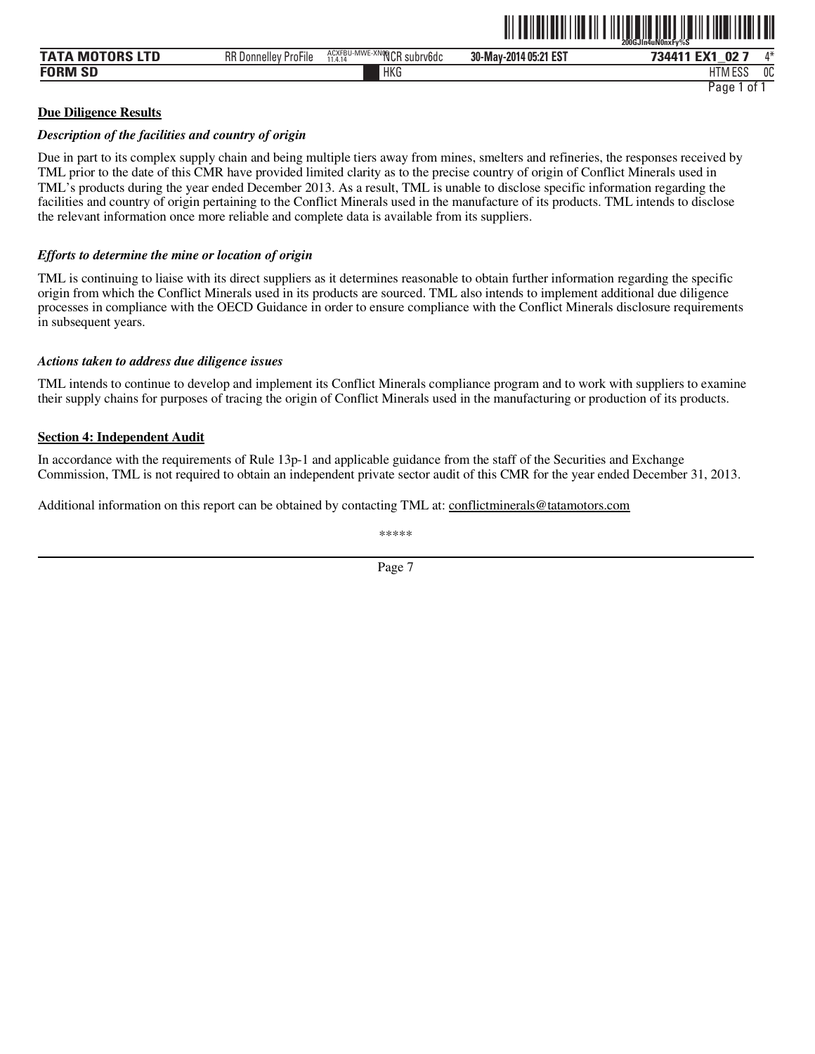**Due Diligence Results**

***Description of the facilities and country of origin***

Due in part to its complex supply chain and being multiple tiers away from mines, smelters and refineries, the responses received by TML prior to the date of this CMR have provided limited clarity as to the precise country of origin of Conflict Minerals used in TML's products during the year ended December 2013. As a result, TML is unable to disclose specific information regarding the facilities and country of origin pertaining to the Conflict Minerals used in the manufacture of its products. TML intends to disclose the relevant information once more reliable and complete data is available from its suppliers.

***Efforts to determine the mine or location of origin***

TML is continuing to liaise with its direct suppliers as it determines reasonable to obtain further information regarding the specific origin from which the Conflict Minerals used in its products are sourced. TML also intends to implement additional due diligence processes in compliance with the OECD Guidance in order to ensure compliance with the Conflict Minerals disclosure requirements in subsequent years.

***Actions taken to address due diligence issues***

TML intends to continue to develop and implement its Conflict Minerals compliance program and to work with suppliers to examine their supply chains for purposes of tracing the origin of Conflict Minerals used in the manufacturing or production of its products.

**Section 4: Independent Audit**

In accordance with the requirements of Rule 13p-1 and applicable guidance from the staff of the Securities and Exchange Commission, TML is not required to obtain an independent private sector audit of this CMR for the year ended December 31, 2013.

Additional information on this report can be obtained by contacting TML at: conflictminerals@tatamotors.com

*****